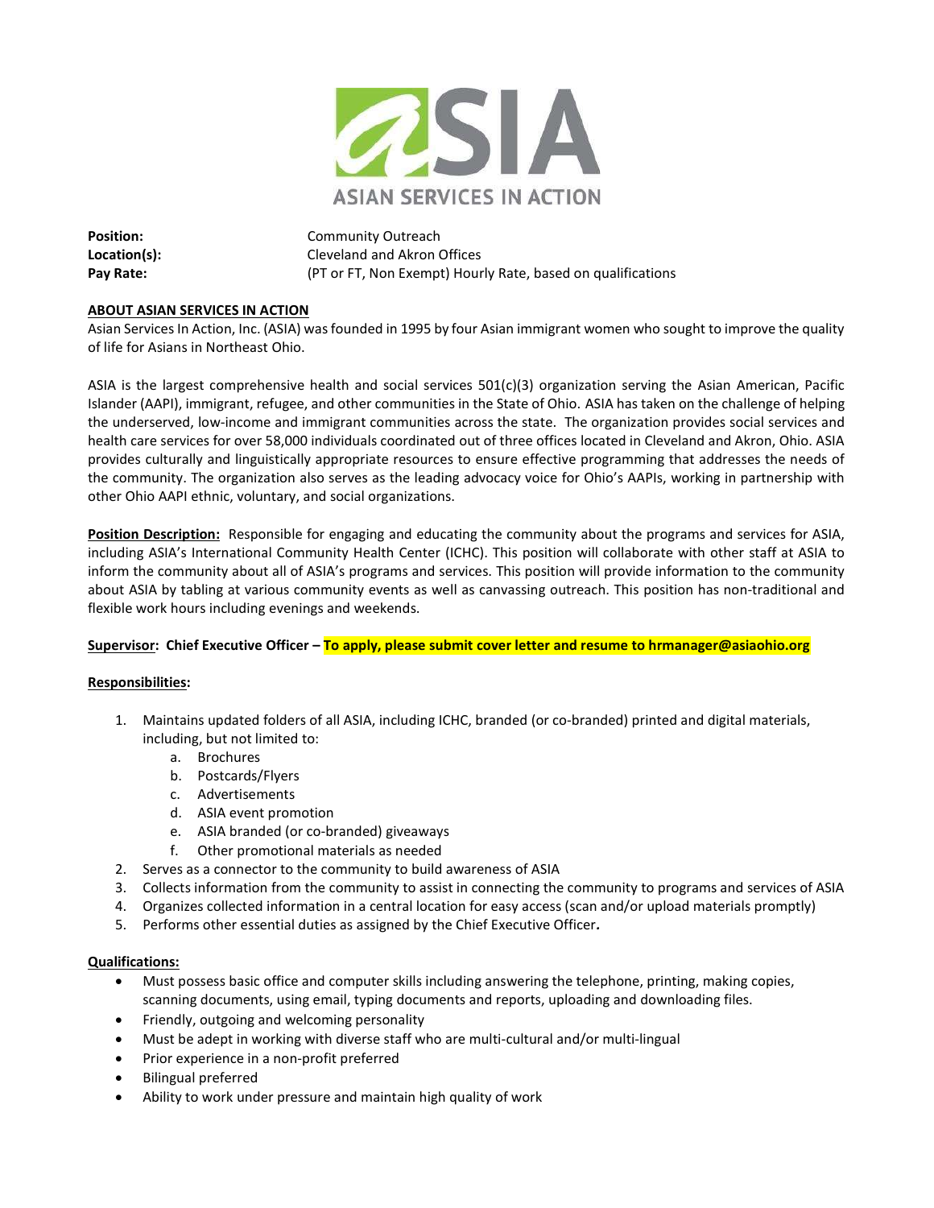ASIAN SERVICES IN ACTION

| | |
|---|---|
| **Position:** | Community Outreach |
| **Location(s):** | Cleveland and Akron Offices |
| **Pay Rate:** | (PT or FT, Non Exempt) Hourly Rate, based on qualifications |

## ABOUT ASIAN SERVICES IN ACTION

Asian Services In Action, Inc. (ASIA) was founded in 1995 by four Asian immigrant women who sought to improve the quality of life for Asians in Northeast Ohio.

ASIA is the largest comprehensive health and social services 501(c)(3) organization serving the Asian American, Pacific Islander (AAPI), immigrant, refugee, and other communities in the State of Ohio. ASIA has taken on the challenge of helping the underserved, low-income and immigrant communities across the state. The organization provides social services and health care services for over 58,000 individuals coordinated out of three offices located in Cleveland and Akron, Ohio. ASIA provides culturally and linguistically appropriate resources to ensure effective programming that addresses the needs of the community. The organization also serves as the leading advocacy voice for Ohio's AAPIs, working in partnership with other Ohio AAPI ethnic, voluntary, and social organizations.

**Position Description:** Responsible for engaging and educating the community about the programs and services for ASIA, including ASIA's International Community Health Center (ICHC). This position will collaborate with other staff at ASIA to inform the community about all of ASIA's programs and services. This position will provide information to the community about ASIA by tabling at various community events as well as canvassing outreach. This position has non-traditional and flexible work hours including evenings and weekends.

**Supervisor: Chief Executive Officer – To apply, please submit cover letter and resume to hrmanager@asiaohio.org**

**Responsibilities:**

1. Maintains updated folders of all ASIA, including ICHC, branded (or co-branded) printed and digital materials, including, but not limited to:
    a. Brochures
    b. Postcards/Flyers
    c. Advertisements
    d. ASIA event promotion
    e. ASIA branded (or co-branded) giveaways
    f. Other promotional materials as needed
2. Serves as a connector to the community to build awareness of ASIA
3. Collects information from the community to assist in connecting the community to programs and services of ASIA
4. Organizes collected information in a central location for easy access (scan and/or upload materials promptly)
5. Performs other essential duties as assigned by the Chief Executive Officer.

**Qualifications:**

- Must possess basic office and computer skills including answering the telephone, printing, making copies, scanning documents, using email, typing documents and reports, uploading and downloading files.
- Friendly, outgoing and welcoming personality
- Must be adept in working with diverse staff who are multi-cultural and/or multi-lingual
- Prior experience in a non-profit preferred
- Bilingual preferred
- Ability to work under pressure and maintain high quality of work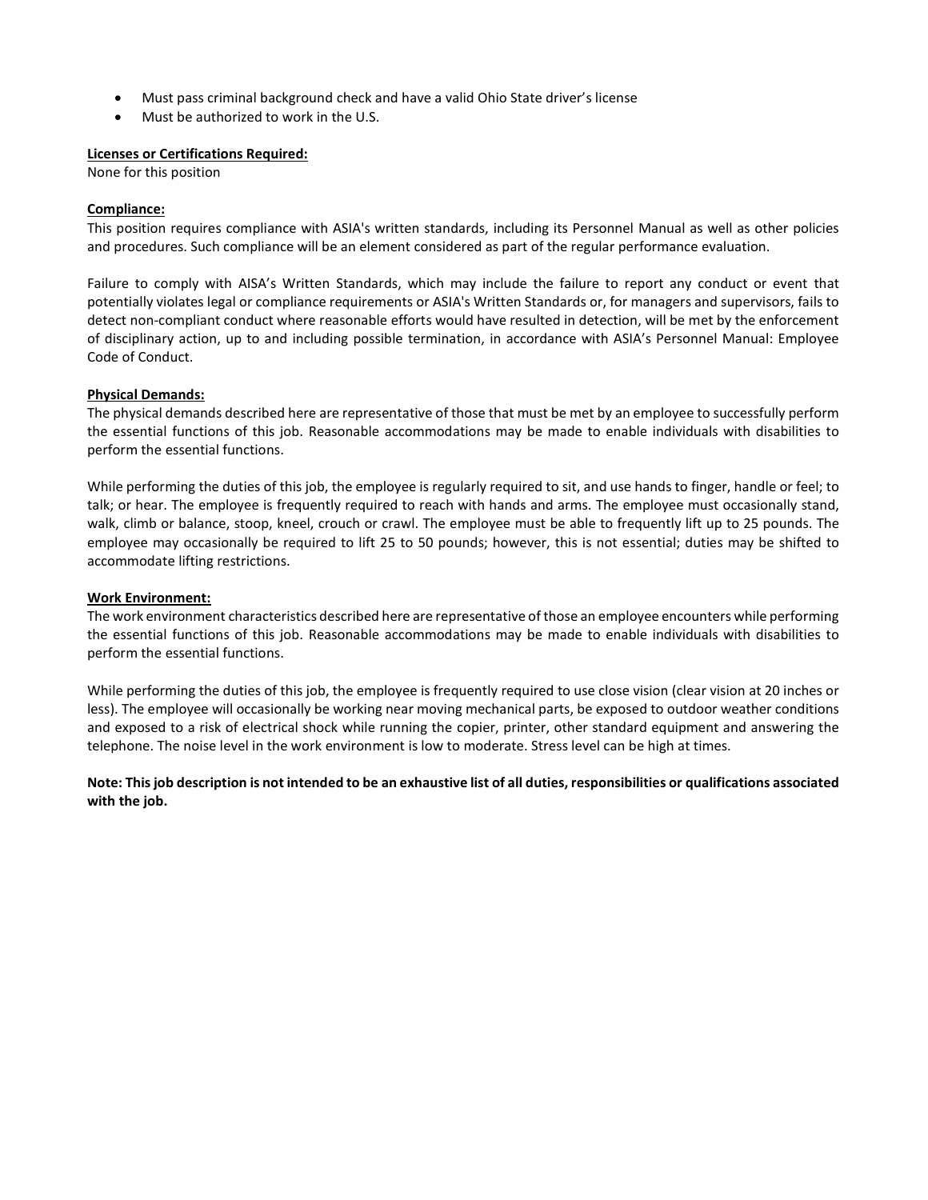- Must pass criminal background check and have a valid Ohio State driver's license
- Must be authorized to work in the U.S.

**Licenses or Certifications Required:**
None for this position

**Compliance:**
This position requires compliance with ASIA's written standards, including its Personnel Manual as well as other policies and procedures. Such compliance will be an element considered as part of the regular performance evaluation.

Failure to comply with AISA's Written Standards, which may include the failure to report any conduct or event that potentially violates legal or compliance requirements or ASIA's Written Standards or, for managers and supervisors, fails to detect non-compliant conduct where reasonable efforts would have resulted in detection, will be met by the enforcement of disciplinary action, up to and including possible termination, in accordance with ASIA's Personnel Manual: Employee Code of Conduct.

**Physical Demands:**
The physical demands described here are representative of those that must be met by an employee to successfully perform the essential functions of this job. Reasonable accommodations may be made to enable individuals with disabilities to perform the essential functions.

While performing the duties of this job, the employee is regularly required to sit, and use hands to finger, handle or feel; to talk; or hear. The employee is frequently required to reach with hands and arms. The employee must occasionally stand, walk, climb or balance, stoop, kneel, crouch or crawl. The employee must be able to frequently lift up to 25 pounds. The employee may occasionally be required to lift 25 to 50 pounds; however, this is not essential; duties may be shifted to accommodate lifting restrictions.

**Work Environment:**
The work environment characteristics described here are representative of those an employee encounters while performing the essential functions of this job. Reasonable accommodations may be made to enable individuals with disabilities to perform the essential functions.

While performing the duties of this job, the employee is frequently required to use close vision (clear vision at 20 inches or less). The employee will occasionally be working near moving mechanical parts, be exposed to outdoor weather conditions and exposed to a risk of electrical shock while running the copier, printer, other standard equipment and answering the telephone. The noise level in the work environment is low to moderate. Stress level can be high at times.

**Note: This job description is not intended to be an exhaustive list of all duties, responsibilities or qualifications associated with the job.**